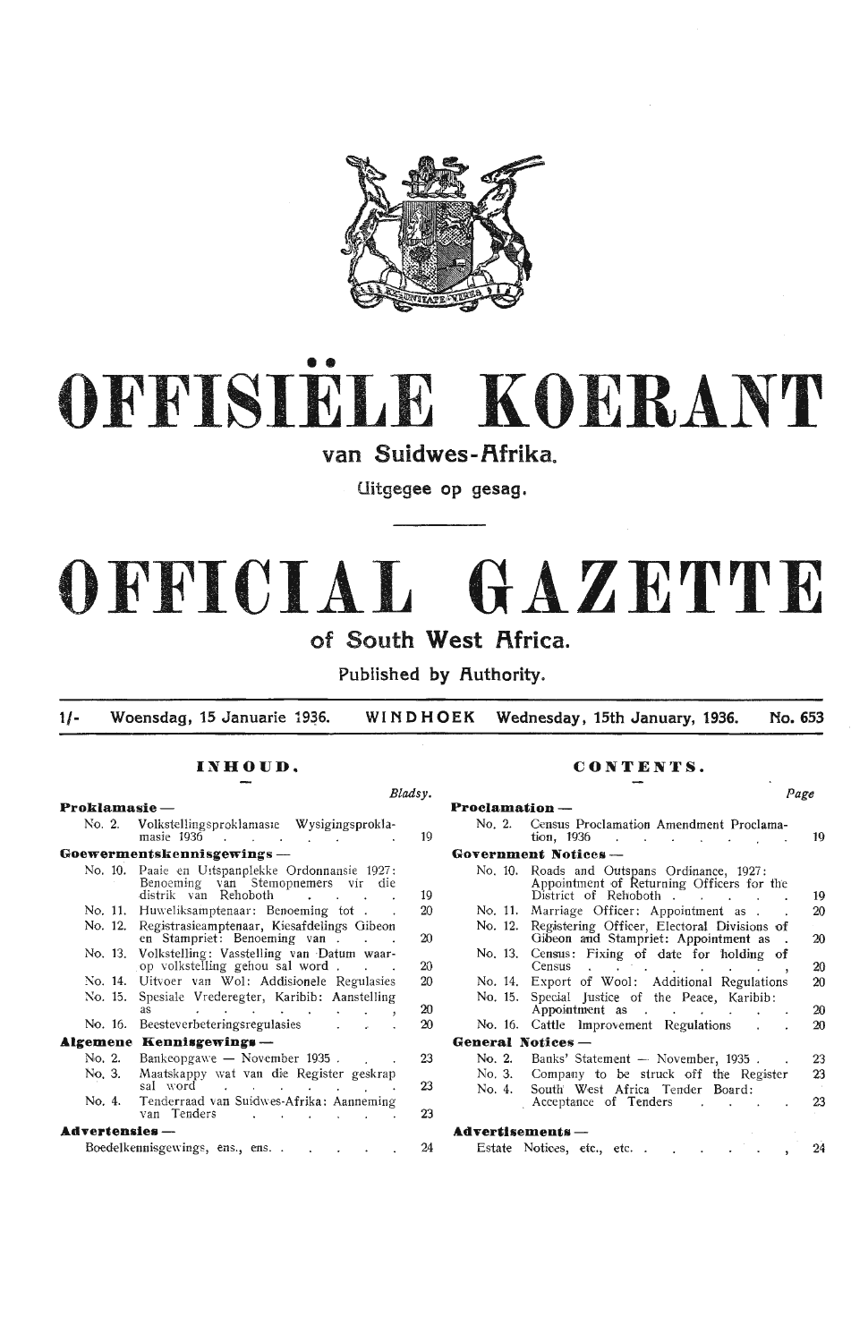# OFFISIËLE KOERANT

## van Suidwes-Afrika.

Uitgegee op gesag.

# OFFICIAL GAZETTE

## of South West Africa.

Published by Authority.

1/- Woensdag, 15 Januarie 1936. WINDHOEK Wednesday, 15th January, 1936. No. 653

## INHOUD.

| | | Bladsy. |
|---|---|---|
| **Proklamasie —** | | |
| No. 2. | Volkstellingsproklamasie Wysigingsproklamasie 1936 | 19 |
| **Goewermentskennisgewings —** | | |
| No. 10. | Paaie en Uitspanplekke Ordonnansie 1927: Benoeming van Stemopnemers vir die distrik van Rehoboth | 19 |
| No. 11. | Huweliksamptenaar: Benoeming tot | 20 |
| No. 12. | Registrasieamptenaar, Kiesafdelings Gibeon en Stampriet: Benoeming van | 20 |
| No. 13. | Volkstelling: Vasstelling van Datum waarop volkstelling gehou sal word | 20 |
| No. 14. | Uitvoer van Wol: Addisionele Regulasies | 20 |
| No. 15. | Spesiale Vrederegter, Karibib: Aanstelling as | 20 |
| No. 16. | Beesteverbeteringsregulasies | 20 |
| **Algemene Kennisgewings —** | | |
| No. 2. | Bankeopgawe — November 1935 | 23 |
| No. 3. | Maatskappy wat van die Register geskrap sal word | 23 |
| No. 4. | Tenderraad van Suidwes-Afrika: Aanneming van Tenders | 23 |
| **Advertensies —** | | |
| | Boedelkennisgewings, ens., ens. | 24 |

## CONTENTS.

| | | Page |
|---|---|---|
| **Proclamation —** | | |
| No. 2. | Census Proclamation Amendment Proclamation, 1936 | 19 |
| **Government Notices —** | | |
| No. 10. | Roads and Outspans Ordinance, 1927: Appointment of Returning Officers for the District of Rehoboth | 19 |
| No. 11. | Marriage Officer: Appointment as | 20 |
| No. 12. | Registering Officer, Electoral Divisions of Gibeon and Stampriet: Appointment as | 20 |
| No. 13. | Census: Fixing of date for holding of Census | 20 |
| No. 14. | Export of Wool: Additional Regulations | 20 |
| No. 15. | Special Justice of the Peace, Karibib: Appointment as | 20 |
| No. 16. | Cattle Improvement Regulations | 20 |
| **General Notices —** | | |
| No. 2. | Banks' Statement — November, 1935 | 23 |
| No. 3. | Company to be struck off the Register | 23 |
| No. 4. | South West Africa Tender Board: Acceptance of Tenders | 23 |
| **Advertisements —** | | |
| | Estate Notices, etc., etc. | 24 |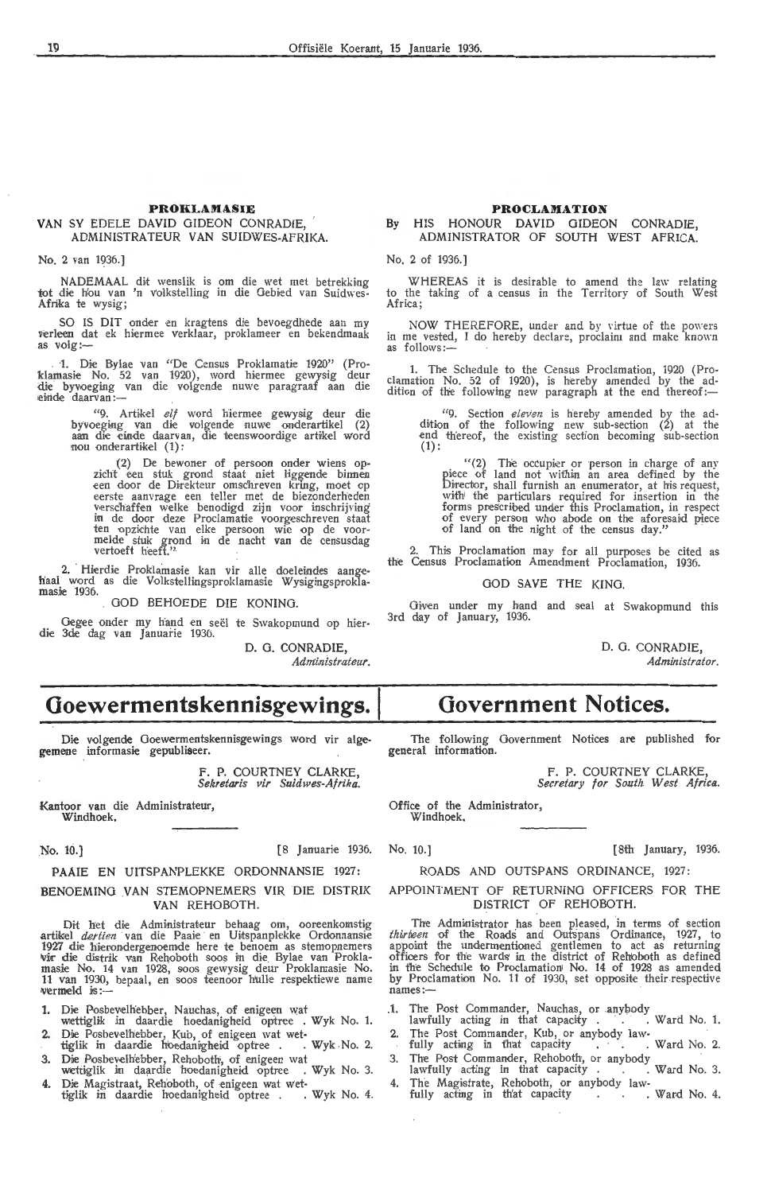## PROKLAMASIE

VAN SY EDELE DAVID GIDEON CONRADIE, ADMINISTRATEUR VAN SUIDWES-AFRIKA.

No. 2 van 1936.]

NADEMAAL dit wenslik is om die wet met betrekking tot die hou van 'n volkstelling in die Gebied van Suidwes-Afrika te wysig;

SO IS DIT onder en kragtens die bevoegdhede aan my verleen dat ek hiermee verklaar, proklameer en bekendmaak as volg:—

1. Die Bylae van "De Census Proklamatie 1920" (Proklamasie No. 52 van 1920), word hiermee gewysig deur die byvoeging van die volgende nuwe paragraaf aan die einde daarvan:—

> "9. Artikel *elf* word hiermee gewysig deur die byvoeging van die volgende nuwe onderartikel (2) aan die einde daarvan, die teenswoordige artikel word nou onderartikel (1):
>
> (2) De bewoner of persoon onder wiens opzicht een stuk grond staat niet liggende binnen een door de Direkteur omschreven kring, moet op eerste aanvrage een teller met de biezonderheden verschaffen welke benodigd zijn voor inschrijving in de door deze Proclamatie voorgeschreven staat ten opzichte van elke persoon wie op de voormelde stuk grond in de nacht van de censusdag vertoeft heeft."

2. Hierdie Proklamasie kan vir alle doeleindes aangehaal word as die Volkstellingsproklamasie Wysigingsproklamasie 1936.

GOD BEHOEDE DIE KONING.

Gegee onder my hand en seël te Swakopmund op hierdie 3de dag van Januarie 1936.

D. G. CONRADIE,
*Administrateur.*

## PROCLAMATION

By HIS HONOUR DAVID GIDEON CONRADIE, ADMINISTRATOR OF SOUTH WEST AFRICA.

No. 2 of 1936.]

WHEREAS it is desirable to amend the law relating to the taking of a census in the Territory of South West Africa;

NOW THEREFORE, under and by virtue of the powers in me vested, I do hereby declare, proclaim and make known as follows:—

1. The Schedule to the Census Proclamation, 1920 (Proclamation No. 52 of 1920), is hereby amended by the addition of the following new paragraph at the end thereof:—

> "9. Section *eleven* is hereby amended by the addition of the following new sub-section (2) at the end thereof, the existing section becoming sub-section (1):
>
> "(2) The occupier or person in charge of any piece of land not within an area defined by the Director, shall furnish an enumerator, at his request, with the particulars required for insertion in the forms prescribed under this Proclamation, in respect of every person who abode on the aforesaid piece of land on the night of the census day."

2. This Proclamation may for all purposes be cited as the Census Proclamation Amendment Proclamation, 1936.

GOD SAVE THE KING.

Given under my hand and seal at Swakopmund this 3rd day of January, 1936.

D. G. CONRADIE,
*Administrator.*

# Goewermentskennisgewings.

Die volgende Goewermentskennisgewings word vir algemene informasie gepubliseer.

F. P. COURTNEY CLARKE,
*Sekretaris vir Suidwes-Afrika.*

Kantoor van die Administrateur,
Windhoek.

No. 10.] [8 Januarie 1936.

### PAAIE EN UITSPANPLEKKE ORDONNANSIE 1927:

### BENOEMING VAN STEMOPNEMERS VIR DIE DISTRIK VAN REHOBOTH.

Dit het die Administrateur behaag om, ooreenkomstig artikel *dertien* van die Paaie en Uitspanplekke Ordonnansie 1927 die hierondergenoemde here te benoem as stemopnemers vir die distrik van Rehoboth soos in die Bylae van Proklamasie No. 14 van 1928, soos gewysig deur Proklamasie No. 11 van 1930, bepaal, en soos teenoor hulle respektiewe name vermeld is:—

1. Die Posbevelhebber, Nauchas, of enigeen wat wettiglik in daardie hoedanigheid optree . Wyk No. 1.
2. Die Posbevelhebber, Kub, of enigeen wat wettiglik in daardie hoedanigheid optree . . Wyk No. 2.
3. Die Posbevelhebber, Rehoboth, of enigeen wat wettiglik in daardie hoedanigheid optree . Wyk No. 3.
4. Die Magistraat, Rehoboth, of enigeen wat wettiglik in daardie hoedanigheid optree . . Wyk No. 4.

# Government Notices.

The following Government Notices are published for general information.

F. P. COURTNEY CLARKE,
*Secretary for South West Africa.*

Office of the Administrator,
Windhoek.

No. 10.] [8th January, 1936.

### ROADS AND OUTSPANS ORDINANCE, 1927:

### APPOINTMENT OF RETURNING OFFICERS FOR THE DISTRICT OF REHOBOTH.

The Administrator has been pleased, in terms of section *thirteen* of the Roads and Outspans Ordinance, 1927, to appoint the undermentioned gentlemen to act as returning officers for the wards in the district of Rehoboth as defined in the Schedule to Proclamation No. 14 of 1928 as amended by Proclamation No. 11 of 1930, set opposite their respective names:—

1. The Post Commander, Nauchas, or anybody lawfully acting in that capacity . . . Ward No. 1.
2. The Post Commander, Kub, or anybody lawfully acting in that capacity . . . Ward No. 2.
3. The Post Commander, Rehoboth, or anybody lawfully acting in that capacity . . . Ward No. 3.
4. The Magistrate, Rehoboth, or anybody lawfully acting in that capacity . . . Ward No. 4.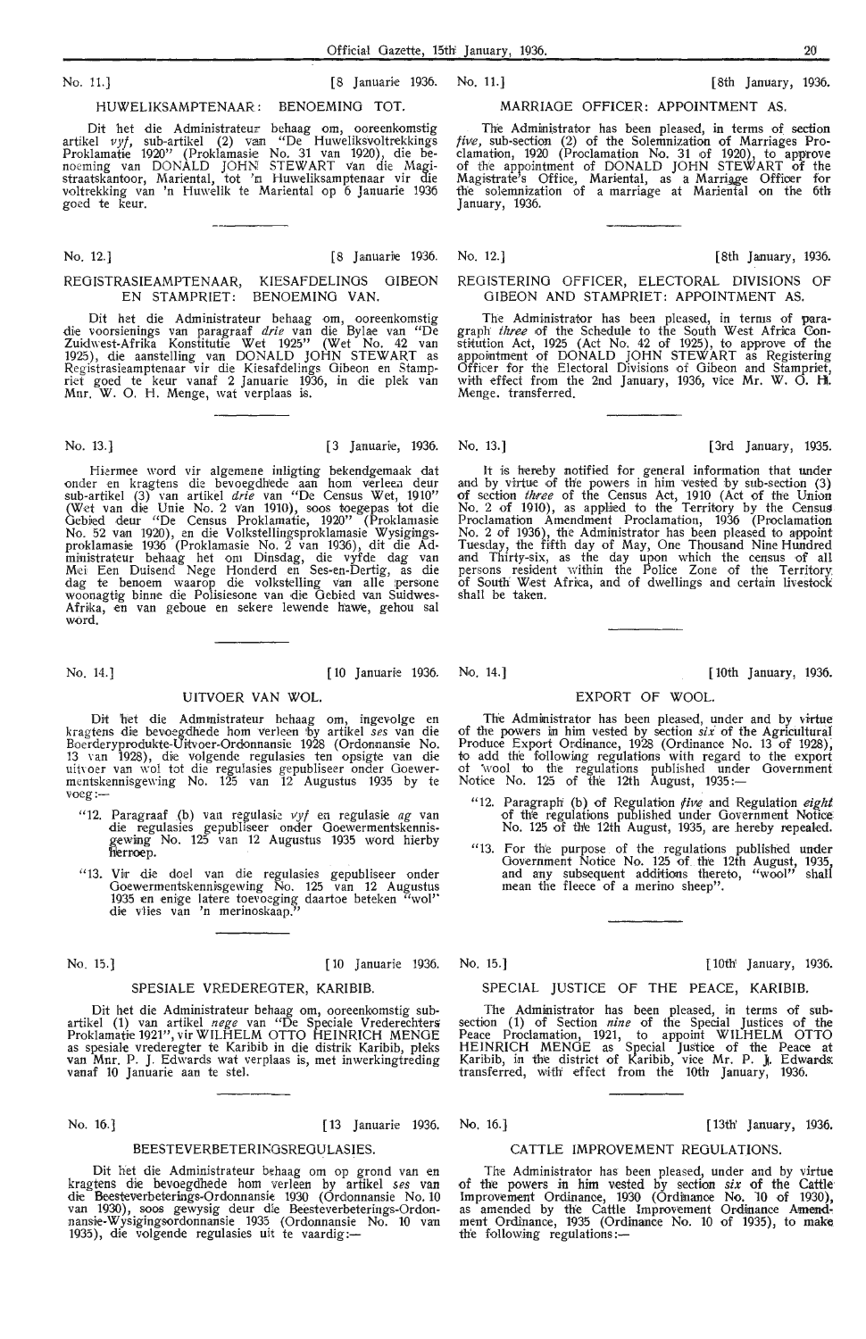No. 11.] [8 Januarie 1936.

### HUWELIKSAMPTENAAR: BENOEMING TOT.

Dit het die Administrateur behaag om, ooreenkomstig artikel *vyf*, sub-artikel (2) van "De Huweliksvoltrekkings Proklamatie 1920" (Proklamasie No. 31 van 1920), die benoeming van DONALD JOHN STEWART van die Magistraatskantoor, Mariental, tot 'n Huweliksamptenaar vir die voltrekking van 'n Huwelik te Mariental op 6 Januarie 1936 goed te keur.

No. 11.] [8th January, 1936.

### MARRIAGE OFFICER: APPOINTMENT AS.

The Administrator has been pleased, in terms of section *five*, sub-section (2) of the Solemnization of Marriages Proclamation, 1920 (Proclamation No. 31 of 1920), to approve of the appointment of DONALD JOHN STEWART of the Magistrate's Office, Mariental, as a Marriage Officer for the solemnization of a marriage at Mariental on the 6th January, 1936.

No. 12.] [8 Januarie 1936.

### REGISTRASIEAMPTENAAR, KIESAFDELINGS GIBEON EN STAMPRIET: BENOEMING VAN.

Dit het die Administrateur behaag om, ooreenkomstig die voorsienings van paragraaf *drie* van die Bylae van "De Zuidwest-Afrika Konstitutie Wet 1925" (Wet No. 42 van 1925), die aanstelling van DONALD JOHN STEWART as Registrasieamptenaar vir die Kiesafdelings Gibeon en Stampriet goed te keur vanaf 2 Januarie 1936, in die plek van Mnr. W. O. H. Menge, wat verplaas is.

No. 12.] [8th January, 1936.

### REGISTERING OFFICER, ELECTORAL DIVISIONS OF GIBEON AND STAMPRIET: APPOINTMENT AS.

The Administrator has been pleased, in terms of paragraph *three* of the Schedule to the South West Africa Constitution Act, 1925 (Act No. 42 of 1925), to approve of the appointment of DONALD JOHN STEWART as Registering Officer for the Electoral Divisions of Gibeon and Stampriet, with effect from the 2nd January, 1936, vice Mr. W. O. H. Menge. transferred.

No. 13.] [3 Januarie, 1936.

Hiermee word vir algemene inligting bekendgemaak dat onder en kragtens die bevoegdhede aan hom verleen deur sub-artikel (3) van artikel *drie* van "De Census Wet, 1910" (Wet van die Unie No. 2 van 1910), soos toegepas tot die Gebied deur "De Census Proklamatie, 1920" (Proklamasie No. 52 van 1920), en die Volkstellingsproklamasie Wysigingsproklamasie 1936 (Proklamasie No. 2 van 1936), dit die Administrateur behaag het om Dinsdag, die vyfde dag van Mei Een Duisend Nege Honderd en Ses-en-Dertig, as die dag te benoem waarop die volkstelling van alle persone woonagtig binne die Polisiesone van die Gebied van Suidwes-Afrika, en van geboue en sekere lewende hawe, gehou sal word.

No. 13.] [3rd January, 1935.

It is hereby notified for general information that under and by virtue of the powers in him vested by sub-section (3) of section *three* of the Census Act, 1910 (Act of the Union No. 2 of 1910), as applied to the Territory by the Census Proclamation Amendment Proclamation, 1936 (Proclamation No. 2 of 1936), the Administrator has been pleased to appoint Tuesday, the fifth day of May, One Thousand Nine Hundred and Thirty-six, as the day upon which the census of all persons resident within the Police Zone of the Territory of South West Africa, and of dwellings and certain livestock shall be taken.

No. 14.] [10 Januarie 1936.

### UITVOER VAN WOL.

Dit het die Administrateur behaag om, ingevolge en kragtens die bevoegdhede hom verleen by artikel *ses* van die Boerderyprodukte-Uitvoer-Ordonnansie 1928 (Ordonnansie No. 13 van 1928), die volgende regulasies ten opsigte van die uitvoer van wol tot die regulasies gepubliseer onder Goewermentskennisgewing No. 125 van 12 Augustus 1935 by te voeg:—

"12. Paragraaf (b) van regulasie *vyf* en regulasie *ag* van die regulasies gepubliseer onder Goewermentskennisgewing No. 125 van 12 Augustus 1935 word hierby herroep.

"13. Vir die doel van die regulasies gepubliseer onder Goewermentskennisgewing No. 125 van 12 Augustus 1935 en enige latere toevoeging daartoe beteken "wol" die vlies van 'n merinoskaap."

No. 14.] [10th January, 1936.

### EXPORT OF WOOL.

The Administrator has been pleased, under and by virtue of the powers in him vested by section *six* of the Agricultural Produce Export Ordinance, 1928 (Ordinance No. 13 of 1928), to add the following regulations with regard to the export of wool to the regulations published under Government Notice No. 125 of the 12th August, 1935:—

"12. Paragraph (b) of Regulation *five* and Regulation *eight* of the regulations published under Government Notice No. 125 of the 12th August, 1935, are hereby repealed.

"13. For the purpose of the regulations published under Government Notice No. 125 of the 12th August, 1935, and any subsequent additions thereto, "wool" shall mean the fleece of a merino sheep".

No. 15.] [10 Januarie 1936.

### SPESIALE VREDEREGTER, KARIBIB.

Dit het die Administrateur behaag om, ooreenkomstig sub-artikel (1) van artikel *nege* van "De Speciale Vrederechters Proklamatie 1921", vir WILHELM OTTO HEINRICH MENGE as spesiale vrederegter te Karibib in die distrik Karibib, pleks van Mnr. P. J. Edwards wat verplaas is, met inwerkingtreding vanaf 10 Januarie aan te stel.

No. 15.] [10th January, 1936.

### SPECIAL JUSTICE OF THE PEACE, KARIBIB.

The Administrator has been pleased, in terms of sub-section (1) of Section *nine* of the Special Justices of the Peace Proclamation, 1921, to appoint WILHELM OTTO HEINRICH MENGE as Special Justice of the Peace at Karibib, in the district of Karibib, vice Mr. P. J. Edwards transferred, with effect from the 10th January, 1936.

No. 16.] [13 Januarie 1936.

### BEESTEVERBETERINGSREGULASIES.

Dit het die Administrateur behaag om op grond van en kragtens die bevoegdhede hom verleen by artikel *ses* van die Beesteverbeterings-Ordonnansie 1930 (Ordonnansie No. 10 van 1930), soos gewysig deur die Beesteverbeterings-Ordonnansie-Wysigingsordonnansie 1935 (Ordonnansie No. 10 van 1935), die volgende regulasies uit te vaardig:—

No. 16.] [13th January, 1936.

### CATTLE IMPROVEMENT REGULATIONS.

The Administrator has been pleased, under and by virtue of the powers in him vested by section *six* of the Cattle Improvement Ordinance, 1930 (Ordinance No. 10 of 1930), as amended by the Cattle Improvement Ordinance Amendment Ordinance, 1935 (Ordinance No. 10 of 1935), to make the following regulations:—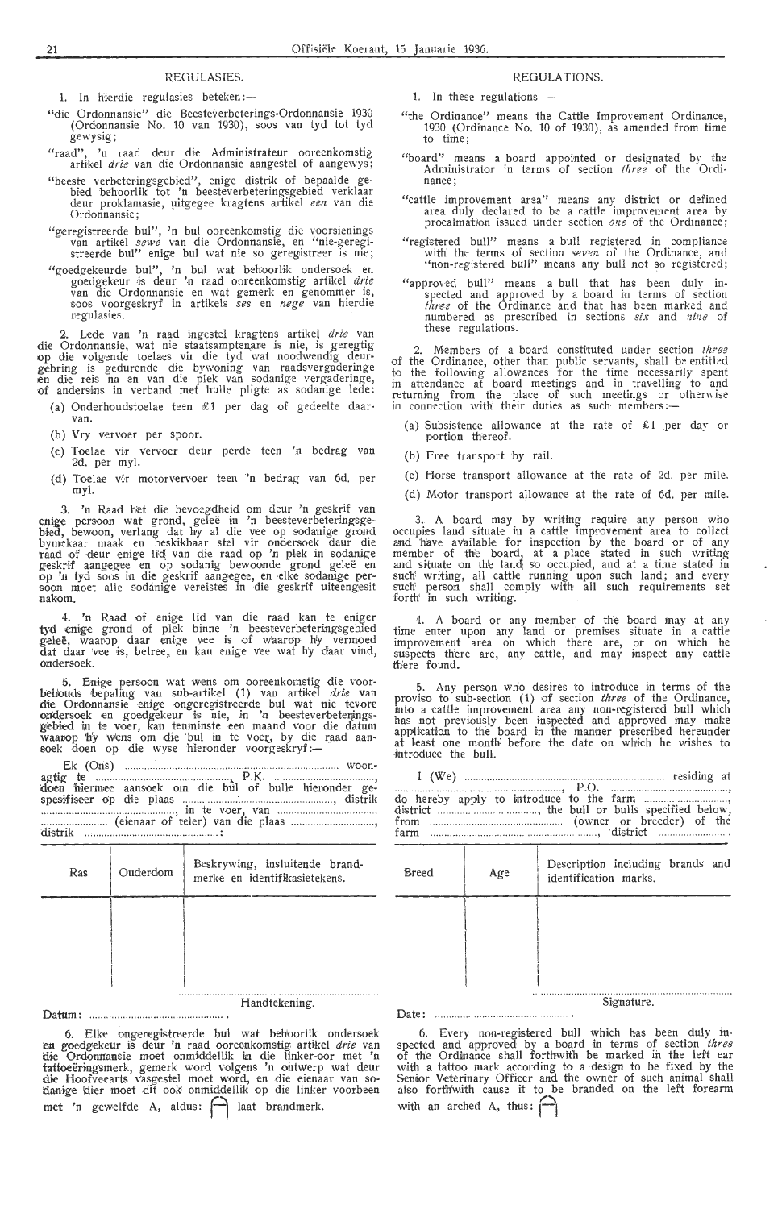## REGULASIES.

1. In hierdie regulasies beteken:—

"die Ordonnansie" die Beesteverbeterings-Ordonnansie 1930 (Ordonnansie No. 10 van 1930), soos van tyd tot tyd gewysig;

"raad", 'n raad deur die Administrateur ooreenkomstig artikel *drie* van die Ordonnansie aangestel of aangewys;

"beeste verbeteringsgebied", enige distrik of bepaalde gebied behoorlik tot 'n beesteverbeteringsgebied verklaar deur proklamasie, uitgegee kragtens artikel *een* van die Ordonnansie;

"geregistreerde bul", 'n bul ooreenkomstig die voorsienings van artikel *sewe* van die Ordonnansie, en "nie-geregistreerde bul" enige bul wat nie so geregistreer is nie;

"goedgekeurde bul", 'n bul wat behoorlik ondersoek en goedgekeur is deur 'n raad ooreenkomstig artikel *drie* van die Ordonnansie en wat gemerk en genommer is, soos voorgeskryf in artikels *ses* en *nege* van hierdie regulasies.

2. Lede van 'n raad ingestel kragtens artikel *drie* van die Ordonnansie, wat nie staatsamptenare is nie, is geregtig op die volgende toelaes vir die tyd wat noodwendig deurgebring is gedurende die bywoning van raadsvergaderinge en die reis na en van die plek van sodanige vergaderinge, of andersins in verband met hulle pligte as sodanige lede:

(a) Onderhoudstoelae teen £1 per dag of gedeelte daarvan.

(b) Vry vervoer per spoor.

(c) Toelae vir vervoer deur perde teen 'n bedrag van 2d. per myl.

(d) Toelae vir motorvervoer teen 'n bedrag van 6d. per myl.

3. 'n Raad het die bevoegdheid om deur 'n geskrif van enige persoon wat grond, geleë in 'n beesteverbeteringsgebied, bewoon, verlang dat hy al die vee op sodanige grond bymekaar maak en beskikbaar stel vir ondersoek deur die raad of deur enige lid van die raad op 'n plek in sodanige geskrif aangegee en op sodanig bewoonde grond geleë en op 'n tyd soos in die geskrif aangegee, en elke sodanige persoon moet alle sodanige vereistes in die geskrif uiteengesit nakom.

4. 'n Raad of enige lid van die raad kan te eniger tyd enige grond of plek binne 'n beesteverbeteringsgebied geleë, waarop daar enige vee is of waarop hy vermoed dat daar vee is, betree, en kan enige vee wat hy daar vind, ondersoek.

5. Enige persoon wat wens om ooreenkomstig die voorbehouds bepaling van sub-artikel (1) van artikel *drie* van die Ordonnansie enige ongeregistreerde bul wat nie tevore ondersoek en goedgekeur is nie, in 'n beesteverbeteringsgebied in te voer, kan tenminste een maand voor die datum waarop hy wens om die bul in te voer, by die raad aansoek doen op die wyse hieronder voorgeskryf:—

Ek (Ons) .................................................................... woonagtig te ................................................, P.K. ................................, doen hiermee aansoek om die bul of bulle hieronder gespesifiseer op die plaas ................................................, distrik ................................................, in te voer, van ................................ ........................ (eienaar of teler) van die plaas ........................, distrik ................................................:

| Ras | Ouderdom | Beskrywing, insluitende brandmerke en identifikasietekens. |
|---|---|---|
| | | |

........................................................................
Handtekening.

Datum: ................................................

6. Elke ongeregistreerde bul wat behoorlik ondersoek en goedgekeur is deur 'n raad ooreenkomstig artikel *drie* van die Ordonnansie moet onmiddellik in die linker-oor met 'n tattoeëringsmerk, gemerk word volgens 'n ontwerp wat deur die Hoofveearts vasgestel moet word, en die eienaar van sodanige dier moet dit ook onmiddellik op die linker voorbeen met 'n gewelfde A, aldus: ⋂ laat brandmerk.

## REGULATIONS.

1. In these regulations —

"the Ordinance" means the Cattle Improvement Ordinance, 1930 (Ordinance No. 10 of 1930), as amended from time to time;

"board" means a board appointed or designated by the Administrator in terms of section *three* of the Ordinance;

"cattle improvement area" means any district or defined area duly declared to be a cattle improvement area by procalmation issued under section *one* of the Ordinance;

"registered bull" means a bull registered in compliance with the terms of section *seven* of the Ordinance, and "non-registered bull" means any bull not so registered;

"approved bull" means a bull that has been duly inspected and approved by a board in terms of section *three* of the Ordinance and that has been marked and numbered as prescribed in sections *six* and *nine* of these regulations.

2. Members of a board constituted under section *three* of the Ordinance, other than public servants, shall be entitled to the following allowances for the time necessarily spent in attendance at board meetings and in travelling to and returning from the place of such meetings or otherwise in connection with their duties as such members:—

(a) Subsistence allowance at the rate of £1 per day or portion thereof.

(b) Free transport by rail.

(c) Horse transport allowance at the rate of 2d. per mile.

(d) Motor transport allowance at the rate of 6d. per mile.

3. A board may by writing require any person who occupies land situate in a cattle improvement area to collect and have available for inspection by the board or of any member of the board, at a place stated in such writing and situate on the land so occupied, and at a time stated in such writing, all cattle running upon such land; and every such person shall comply with all such requirements set forth in such writing.

4. A board or any member of the board may at any time enter upon any land or premises situate in a cattle improvement area on which there are, or on which he suspects there are, any cattle, and may inspect any cattle there found.

5. Any person who desires to introduce in terms of the proviso to sub-section (1) of section *three* of the Ordinance, into a cattle improvement area any non-registered bull which has not previously been inspected and approved may make application to the board in the manner prescribed hereunder at least one month before the date on which he wishes to introduce the bull.

I (We) .................................................................... residing at ................................................, P.O. ................................................, do hereby apply to introduce to the farm ................................, district ................................, the bull or bulls specified below, from ................................................ (owner or breeder) of the farm ................................................, district ................................

| Breed | Age | Description including brands and identification marks. |
|---|---|---|
| | | |

........................................................................
Signature.

Date: ................................................

6. Every non-registered bull which has been duly inspected and approved by a board in terms of section *three* of the Ordinance shall forthwith be marked in the left ear with a tattoo mark according to a design to be fixed by the Senior Veterinary Officer and the owner of such animal shall also forthwith cause it to be branded on the left forearm with an arched A, thus: ⋂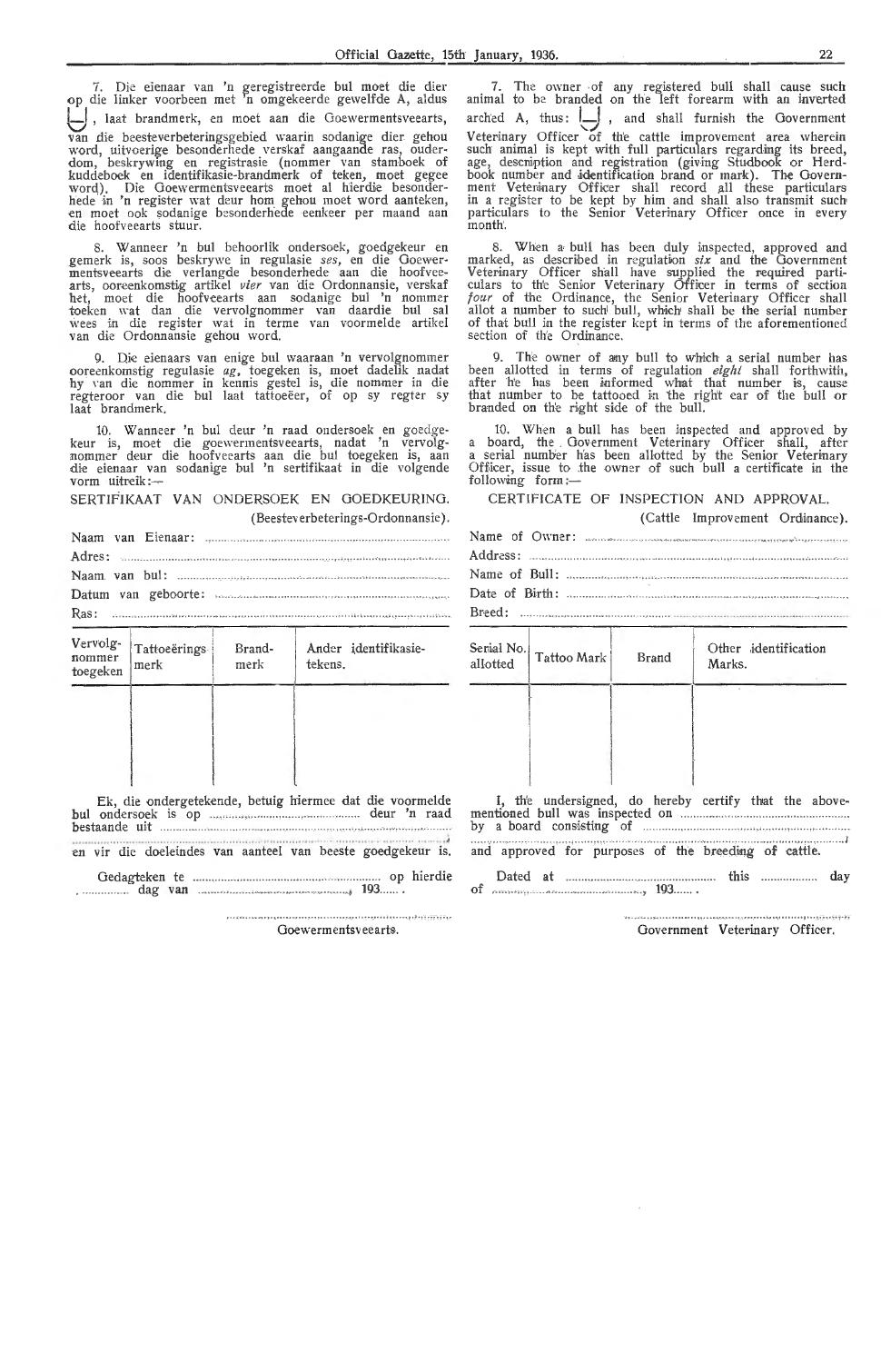7. Die eienaar van 'n geregistreerde bul moet die dier op die linker voorbeen met 'n omgekeerde gewelfde A, aldus ⊔, laat brandmerk, en moet aan die Goewermentsveearts, van die beesteverbeteringsgebied waarin sodanige dier gehou word, uitvoerige besonderhede verskaf aangaande ras, ouderdom, beskrywing en registrasie (nommer van stamboek of kuddeboek en identifikasie-brandmerk of teken, moet gegee word). Die Goewermentsveearts moet al hierdie besonderhede in 'n register wat deur hom gehou moet word aanteken, en moet ook sodanige besonderhede eenkeer per maand aan die hoofveearts stuur.

8. Wanneer 'n bul behoorlik ondersoek, goedgekeur en gemerk is, soos beskrywe in regulasie *ses*, en die Goewermentsveearts die verlangde besonderhede aan die hoofveearts, ooreenkomstig artikel *vier* van die Ordonnansie, verskaf het, moet die hoofveearts aan sodanige bul 'n nommer toeken wat dan die vervolgnommer van daardie bul sal wees in die register wat in terme van voormelde artikel van die Ordonnansie gehou word.

9. Die eienaars van enige bul waaraan 'n vervolgnommer ooreenkomstig regulasie *ag*, toegeken is, moet dadelik nadat hy van die nommer in kennis gestel is, die nommer in die regteroor van die bul laat tattoeëer, of op sy regter sy laat brandmerk.

10. Wanneer 'n bul deur 'n raad ondersoek en goedgekeur is, moet die goewermentsveearts, nadat 'n vervolgnommer deur die hoofveearts aan die bul toegeken is, aan die eienaar van sodanige bul 'n sertifikaat in die volgende vorm uitreik:—

SERTIFIKAAT VAN ONDERSOEK EN GOEDKEURING.

(Beesteverbeterings-Ordonnansie).

Naam van Eienaar: ..........................................

Adres: ..........................................

Naam van bul: ..........................................

Datum van geboorte: ..........................................

Ras: ..........................................

| Vervolgnommer toegeken | Tattoeërings merk | Brandmerk | Ander identifikasietekens. |
|---|---|---|---|
| | | | |

Ek, die ondergetekende, betuig hiermee dat die voormelde bul ondersoek is op .......................... deur 'n raad bestaande uit ..........................................
..........................................
en vir die doeleindes van aanteel van beeste goedgekeur is.

Gedagteken te .......................... op hierdie .......... dag van .........................., 193...... .

..........................................
Goewermentsveearts.

7. The owner of any registered bull shall cause such animal to be branded on the left forearm with an inverted arched A, thus: ⊔, and shall furnish the Government Veterinary Officer of the cattle improvement area wherein such animal is kept with full particulars regarding its breed, age, description and registration (giving Studbook or Herdbook number and identification brand or mark). The Government Veterinary Officer shall record all these particulars in a register to be kept by him and shall also transmit such particulars to the Senior Veterinary Officer once in every month.

8. When a bull has been duly inspected, approved and marked, as described in regulation *six* and the Government Veterinary Officer shall have supplied the required particulars to the Senior Veterinary Officer in terms of section *four* of the Ordinance, the Senior Veterinary Officer shall allot a number to such bull, which shall be the serial number of that bull in the register kept in terms of the aforementioned section of the Ordinance.

9. The owner of any bull to which a serial number has been allotted in terms of regulation *eight* shall forthwith, after he has been informed what that number is, cause that number to be tattooed in the right ear of the bull or branded on the right side of the bull.

10. When a bull has been inspected and approved by a board, the Government Veterinary Officer shall, after a serial number has been allotted by the Senior Veterinary Officer, issue to the owner of such bull a certificate in the following form:—

CERTIFICATE OF INSPECTION AND APPROVAL.

(Cattle Improvement Ordinance).

Name of Owner: ..........................................

Address: ..........................................

Name of Bull: ..........................................

Date of Birth: ..........................................

Breed: ..........................................

| Serial No. allotted | Tattoo Mark | Brand | Other identification Marks. |
|---|---|---|---|
| | | | |

I, the undersigned, do hereby certify that the abovementioned bull was inspected on .......................... by a board consisting of ..........................................
..........................................
and approved for purposes of the breeding of cattle.

Dated at .......................... this .......... day of .........................., 193...... .

..........................................
Government Veterinary Officer.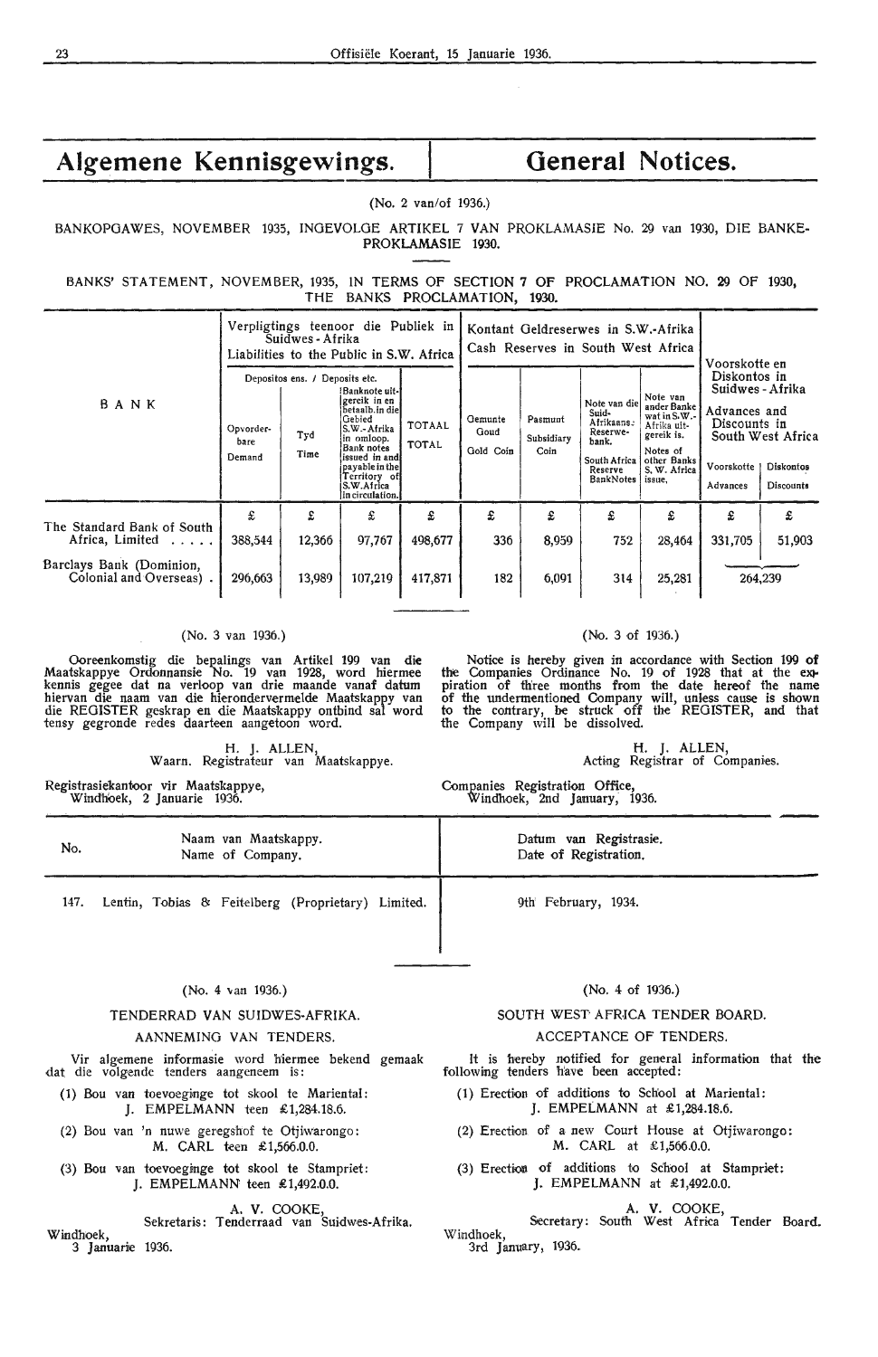# Algemene Kennisgewings. | General Notices.

(No. 2 van/of 1936.)

BANKOPGAWES, NOVEMBER 1935, INGEVOLGE ARTIKEL 7 VAN PROKLAMASIE No. 29 van 1930, DIE BANKE-PROKLAMASIE 1930.

BANKS' STATEMENT, NOVEMBER, 1935, IN TERMS OF SECTION 7 OF PROCLAMATION NO. 29 OF 1930, THE BANKS PROCLAMATION, 1930.

| BANK | Verpligtings teenoor die Publiek in Suidwes-Afrika / Liabilities to the Public in S.W. Africa | | | | Kontant Geldreserwes in S.W.-Afrika / Cash Reserves in South West Africa | | | | Voorskotte en Diskontos in Suidwes-Afrika / Advances and Discounts in South West Africa | |
|---|---|---|---|---|---|---|---|---|---|---|
| | Depositos ens. / Deposits etc. | | Banknote uitgereik in en betaalb. in die Gebied S.W.-Afrika in omloop. / Bank notes issued in and payable in the Territory of S.W.Africa in circulation. | TOTAAL / TOTAL | Gemunte Goud / Gold Coin | Pasmunt / Subsidiary Coin | Note van die Suid-Afrikaanse Reserwe-bank. / South Africa Reserve BankNotes | Note van ander Banke wat in S.W.-Afrika uitgereik is. / Notes of other Banks S. W. Africa issue. | Voorskotte / Advances | Diskontos / Discounts |
| | Opvorderbare / Demand | Tyd / Time | | | | | | | | |
| | £ | £ | £ | £ | £ | £ | £ | £ | £ | £ |
| The Standard Bank of South Africa, Limited ..... | 388,544 | 12,366 | 97,767 | 498,677 | 336 | 8,959 | 752 | 28,464 | 331,705 | 51,903 |
| Barclays Bank (Dominion, Colonial and Overseas) . | 296,663 | 13,989 | 107,219 | 417,871 | 182 | 6,091 | 314 | 25,281 | 264,239 | |

(No. 3 van 1936.)

Ooreenkomstig die bepalings van Artikel 199 van die Maatskappye Ordonnansie No. 19 van 1928, word hiermee kennis gegee dat na verloop van drie maande vanaf datum hiervan die naam van die hierondervermelde Maatskappy van die REGISTER geskrap en die Maatskappy ontbind sal word tensy gegronde redes daarteen aangetoon word.

H. J. ALLEN,
Waarn. Registrateur van Maatskappye.

Registrasiekantoor vir Maatskappye,
Windhoek, 2 Januarie 1936.

(No. 3 of 1936.)

Notice is hereby given in accordance with Section 199 of the Companies Ordinance No. 19 of 1928 that at the expiration of three months from the date hereof the name of the undermentioned Company will, unless cause is shown to the contrary, be struck off the REGISTER, and that the Company will be dissolved.

H. J. ALLEN,
Acting Registrar of Companies.

Companies Registration Office,
Windhoek, 2nd January, 1936.

| No. | Naam van Maatskappy. / Name of Company. | Datum van Registrasie. / Date of Registration. |
|---|---|---|
| 147. | Lentin, Tobias & Feitelberg (Proprietary) Limited. | 9th February, 1934. |

(No. 4 van 1936.)

TENDERRAD VAN SUIDWES-AFRIKA.

AANNEMING VAN TENDERS.

Vir algemene informasie word hiermee bekend gemaak dat die volgende tenders aangeneem is:

(1) Bou van toevoeginge tot skool te Mariental:
J. EMPELMANN teen £1,284.18.6.

(2) Bou van 'n nuwe geregshof te Otjiwarongo:
M. CARL teen £1,566.0.0.

(3) Bou van toevoeginge tot skool te Stampriet:
J. EMPELMANN teen £1,492.0.0.

A. V. COOKE,
Sekretaris: Tenderraad van Suidwes-Afrika.

Windhoek,
3 Januarie 1936.

(No. 4 of 1936.)

SOUTH WEST AFRICA TENDER BOARD.

ACCEPTANCE OF TENDERS.

It is hereby notified for general information that the following tenders have been accepted:

(1) Erection of additions to School at Mariental:
J. EMPELMANN at £1,284.18.6.

(2) Erection of a new Court House at Otjiwarongo:
M. CARL at £1,566.0.0.

(3) Erection of additions to School at Stampriet:
J. EMPELMANN at £1,492.0.0.

A. V. COOKE,
Secretary: South West Africa Tender Board.

Windhoek,
3rd January, 1936.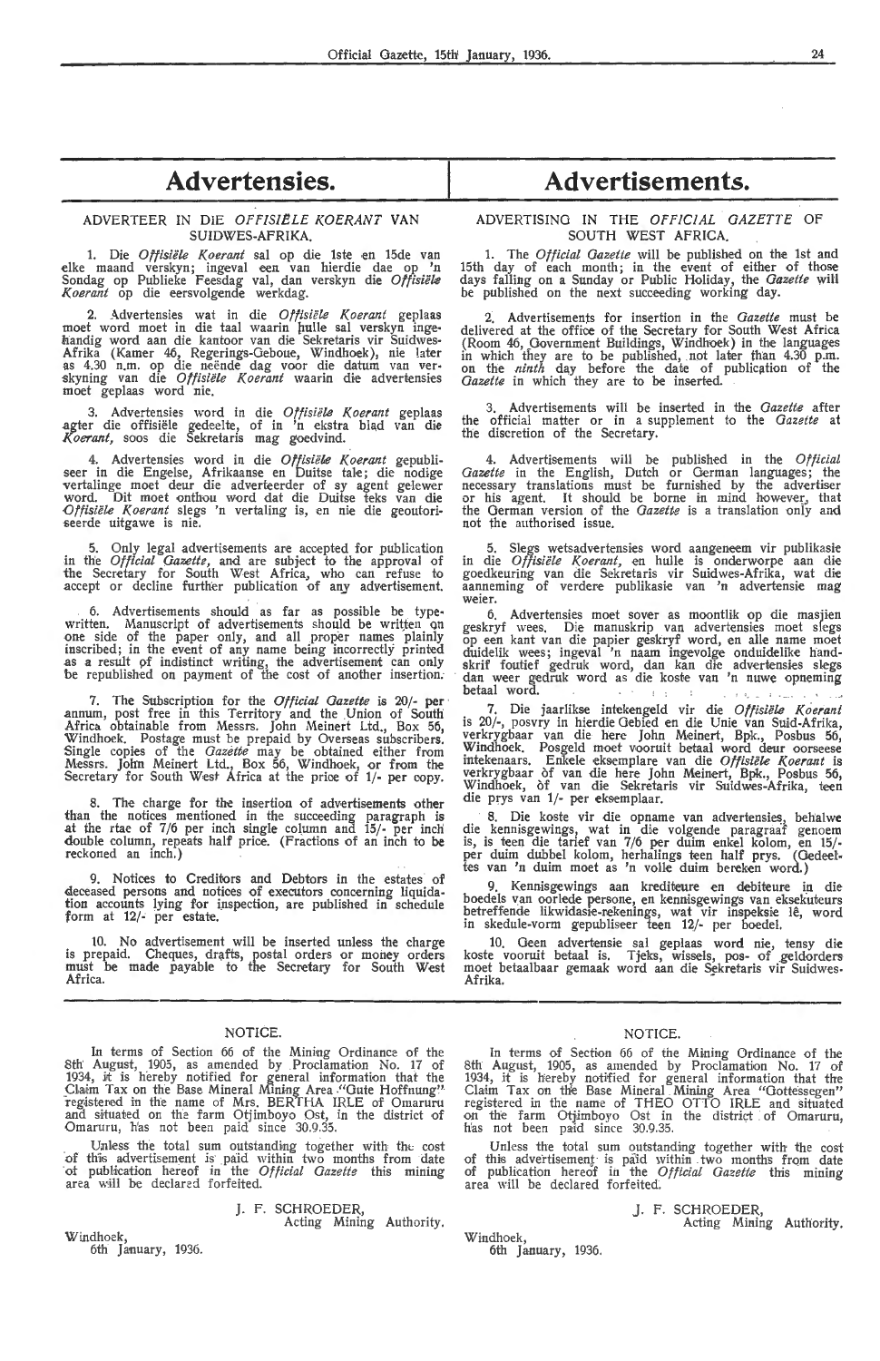# Advertensies.

## ADVERTEER IN DIE *OFFISIëLE KOERANT* VAN SUIDWES-AFRIKA.

1. Die *Offisiële Koerant* sal op die 1ste en 15de van elke maand verskyn; ingeval een van hierdie dae op 'n Sondag op Publieke Feesdag val, dan verskyn die *Offisiële Koerant* op die eersvolgende werkdag.

2. Advertensies wat in die *Offisiële Koerant* geplaas moet word moet in die taal waarin hulle sal verskyn ingehandig word aan die kantoor van die Sekretaris vir Suidwes-Afrika (Kamer 46, Regerings-Geboue, Windhoek), nie later as 4.30 n.m. op die neënde dag voor die datum van verskyning van die *Offisiële Koerant* waarin die advertensies moet geplaas word nie.

3. Advertensies word in die *Offisiële Koerant* geplaas agter die offisiële gedeelte, of in 'n ekstra blad van die *Koerant,* soos die Sekretaris mag goedvind.

4. Advertensies word in die *Offisiële Koerant* gepubliseer in die Engelse, Afrikaanse en Duitse tale; die nodige vertalinge moet deur die adverteerder of sy agent gelewer word. Dit moet onthou word dat die Duitse teks van die *Offisiële Koerant* slegs 'n vertaling is, en nie die geoutoriseerde uitgawe is nie.

5. Slegs wetsadvertensies word aangeneem vir publikasie in die *Offisiële Koerant*, en hulle is onderworpe aan die goedkeuring van die Sekretaris vir Suidwes-Afrika, wat die aanneming of verdere publikasie van 'n advertensie mag weier.

6. Advertensies moet sover as moontlik op die masjien geskryf wees. Die manuskrip van advertensies moet slegs op een kant van die papier geskryf word, en alle name moet duidelik wees; ingeval 'n naam ingevolge onduidelike handskrif foutief gedruk word, dan kan die advertensies slegs dan weer gedruk word as die koste van 'n nuwe opneming betaal word.

7. Die jaarlikse intekengeld vir die *Offisiële Koerant* is 20/-, posvry in hierdie Gebied en die Unie van Suid-Afrika, verkrygbaar van die here John Meinert, Bpk., Posbus 56, Windhoek. Posgeld moet vooruit betaal word deur oorseese intekenaars. Enkele eksemplare van die *Offisiële Koerant* is verkrygbaar òf van die here John Meinert, Bpk., Posbus 56, Windhoek, òf van die Sekretaris vir Suidwes-Afrika, teen die prys van 1/- per eksemplaar.

8. Die koste vir die opname van advertensies, behalwe die kennisgewings, wat in die volgende paragraaf genoem is, is teen die tarief van 7/6 per duim enkel kolom, en 15/- per duim dubbel kolom, herhalings teen half prys. (Gedeeltes van 'n duim moet as 'n volle duim bereken word.)

9. Kennisgewings aan krediteure en debiteure in die boedels van oorlede persone, en kennisgewings van eksekuteurs betreffende likwidasie-rekenings, wat vir inspeksie lê, word in skedule-vorm gepubliseer teen 12/- per boedel.

10. Geen advertensie sal geplaas word nie, tensy die koste vooruit betaal is. Tjeks, wissels, pos- of geldorders moet betaalbaar gemaak word aan die Sekretaris vir Suidwes-Afrika.

# Advertisements.

## ADVERTISING IN THE *OFFICIAL GAZETTE* OF SOUTH WEST AFRICA.

1. The *Official Gazette* will be published on the 1st and 15th day of each month; in the event of either of those days falling on a Sunday or Public Holiday, the *Gazette* will be published on the next succeeding working day.

2. Advertisements for insertion in the *Gazette* must be delivered at the office of the Secretary for South West Africa (Room 46, Government Buildings, Windhoek) in the languages in which they are to be published, not later than 4.30 p.m. on the *ninth* day before the date of publication of the *Gazette* in which they are to be inserted.

3. Advertisements will be inserted in the *Gazette* after the official matter or in a supplement to the *Gazette* at the discretion of the Secretary.

4. Advertisements will be published in the *Official Gazette* in the English, Dutch or German languages; the necessary translations must be furnished by the advertiser or his agent. It should be borne in mind however, that the German version of the *Gazette* is a translation only and not the authorised issue.

5. Only legal advertisements are accepted for publication in the *Official Gazette*, and are subject to the approval of the Secretary for South West Africa, who can refuse to accept or decline further publication of any advertisement.

6. Advertisements should as far as possible be typewritten. Manuscript of advertisements should be written on one side of the paper only, and all proper names plainly inscribed; in the event of any name being incorrectly printed as a result of indistinct writing, the advertisement can only be republished on payment of the cost of another insertion.

7. The Subscription for the *Official Gazette* is 20/- per annum, post free in this Territory and the Union of South Africa obtainable from Messrs. John Meinert Ltd., Box 56, Windhoek. Postage must be prepaid by Overseas subscribers. Single copies of the *Gazette* may be obtained either from Messrs. John Meinert Ltd., Box 56, Windhoek, or from the Secretary for South West Africa at the price of 1/- per copy.

8. The charge for the insertion of advertisements other than the notices mentioned in the succeeding paragraph is at the rtae of 7/6 per inch single column and 15/- per inch double column, repeats half price. (Fractions of an inch to be reckoned an inch.)

9. Notices to Creditors and Debtors in the estates of deceased persons and notices of executors concerning liquidation accounts lying for inspection, are published in schedule form at 12/- per estate.

10. No advertisement will be inserted unless the charge is prepaid. Cheques, drafts, postal orders or money orders must be made payable to the Secretary for South West Africa.

---

## NOTICE.

In terms of Section 66 of the Mining Ordinance of the 8th August, 1905, as amended by Proclamation No. 17 of 1934, it is hereby notified for general information that the Claim Tax on the Base Mineral Mining Area "Gute Hoffnung" registered in the name of Mrs. BERTHA IRLE of Omaruru and situated on the farm Otjimboyo Ost, in the district of Omaruru, has not been paid since 30.9.35.

Unless the total sum outstanding together with the cost of this advertisement is paid within two months from date of publication hereof in the *Official Gazette* this mining area will be declared forfeited.

J. F. SCHROEDER,
Acting Mining Authority.

Windhoek,
6th January, 1936.

## NOTICE.

In terms of Section 66 of the Mining Ordinance of the 8th August, 1905, as amended by Proclamation No. 17 of 1934, it is hereby notified for general information that the Claim Tax on the Base Mineral Mining Area "Gottessegen" registered in the name of THEO OTTO IRLE and situated on the farm Otjimboyo Ost in the district of Omaruru, has not been paid since 30.9.35.

Unless the total sum outstanding together with the cost of this advertisement is paid within two months from date of publication hereof in the *Official Gazette* this mining area will be declared forfeited.

J. F. SCHROEDER,
Acting Mining Authority.

Windhoek,
6th January, 1936.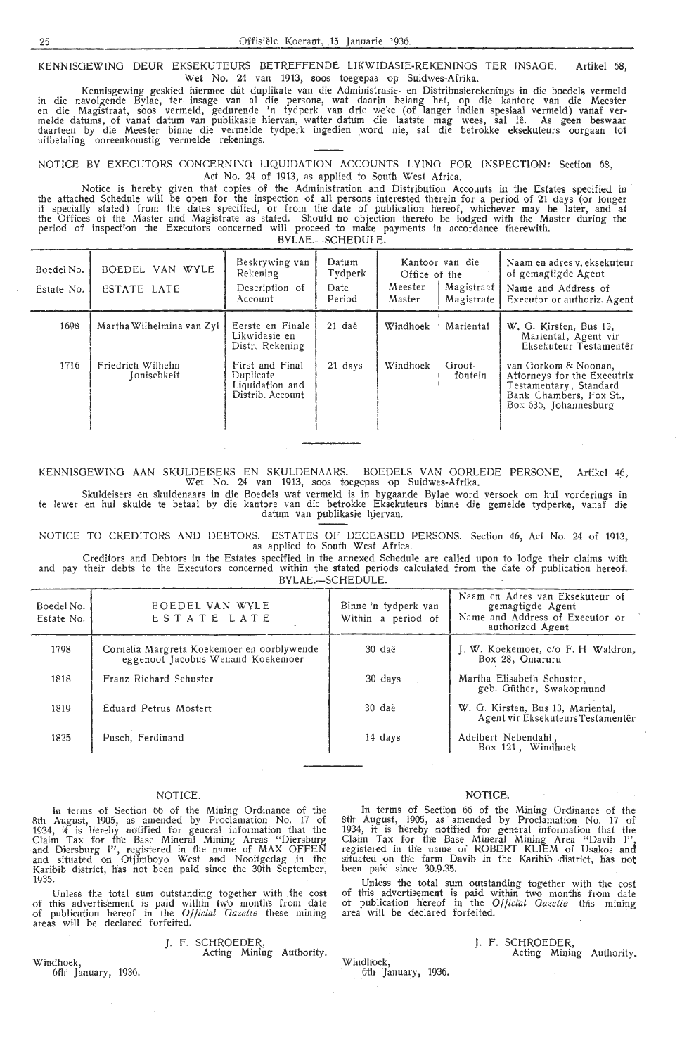KENNISGEWING DEUR EKSEKUTEURS BETREFFENDE LIKWIDASIE-REKENINGS TER INSAGE. Artikel 68, Wet No. 24 van 1913, soos toegepas op Suidwes-Afrika.

Kennisgewing geskied hiermee dat duplikate van die Administrasie- en Distribusierekenings in die boedels vermeld in die navolgende Bylae, ter insage van al die persone, wat daarin belang het, op die kantore van die Meester en die Magistraat, soos vermeld, gedurende 'n tydperk van drie weke (of langer indien spesiaal vermeld) vanaf vermelde datums, of vanaf datum van publikasie hiervan, watter datum die laatste mag wees, sal lê. As geen beswaar daarteen by die Meester binne die vermelde tydperk ingedien word nie, sal die betrokke eksekuteurs oorgaan tot uitbetaling ooreenkomstig vermelde rekenings.

NOTICE BY EXECUTORS CONCERNING LIQUIDATION ACCOUNTS LYING FOR INSPECTION: Section 68, Act No. 24 of 1913, as applied to South West Africa.

Notice is hereby given that copies of the Administration and Distribution Accounts in the Estates specified in the attached Schedule will be open for the inspection of all persons interested therein for a period of 21 days (or longer if specially stated) from the dates specified, or from the date of publication hereof, whichever may be later, and at the Offices of the Master and Magistrate as stated. Should no objection thereto be lodged with the Master during the period of inspection the Executors concerned will proceed to make payments in accordance therewith.

BYLAE.—SCHEDULE.

| Boedel No. / Estate No. | BOEDEL VAN WYLE / ESTATE LATE | Beskrywing van Rekening / Description of Account | Datum Tydperk / Date Period | Kantoor van die / Office of the — Meester / Master | Magistraat / Magistrate | Naam en adres v. eksekuteur of gemagtigde Agent / Name and Address of Executor or authoriz. Agent |
|---|---|---|---|---|---|---|
| 1698 | Martha Wilhelmina van Zyl | Eerste en Finale Likwidasie en Distr. Rekening | 21 daë | Windhoek | Mariental | W. G. Kirsten, Bus 13, Mariental, Agent vir Eksekuteur Testamentêr |
| 1716 | Friedrich Wilhelm Jonischkeit | First and Final Duplicate Liquidation and Distrib. Account | 21 days | Windhoek | Grootfontein | van Gorkom & Noonan, Attorneys for the Executrix Testamentary, Standard Bank Chambers, Fox St., Box 636, Johannesburg |

KENNISGEWING AAN SKULDEISERS EN SKULDENAARS. BOEDELS VAN OORLEDE PERSONE. Artikel 46, Wet No. 24 van 1913, soos toegepas op Suidwes-Afrika.

Skuldeisers en skuldenaars in die Boedels wat vermeld is in bygaande Bylae word versoek om hul vorderings in te lewer en hul skulde te betaal by die kantore van die betrokke Eksekuteurs binne die gemelde tydperke, vanaf die datum van publikasie hiervan.

NOTICE TO CREDITORS AND DEBTORS. ESTATES OF DECEASED PERSONS. Section 46, Act No. 24 of 1913, as applied to South West Africa.

Creditors and Debtors in the Estates specified in the annexed Schedule are called upon to lodge their claims with and pay their debts to the Executors concerned within the stated periods calculated from the date of publication hereof.

BYLAE.—SCHEDULE.

| Boedel No. / Estate No. | BOEDEL VAN WYLE / ESTATE LATE | Binne 'n tydperk van / Within a period of | Naam en Adres van Eksekuteur of gemagtigde Agent / Name and Address of Executor or authorized Agent |
|---|---|---|---|
| 1798 | Cornelia Margreta Koekemoer en oorblywende eggenoot Jacobus Wenand Koekemoer | 30 daë | J. W. Koekemoer, c/o F. H. Waldron, Box 28, Omaruru |
| 1818 | Franz Richard Schuster | 30 days | Martha Elisabeth Schuster, geb. Güther, Swakopmund |
| 1819 | Eduard Petrus Mostert | 30 daë | W. G. Kirsten, Bus 13, Mariental, Agent vir Eksekuteurs Testamentêr |
| 1825 | Pusch, Ferdinand | 14 days | Adelbert Nebendahl, Box 121, Windhoek |

## NOTICE.

In terms of Section 66 of the Mining Ordinance of the 8th August, 1905, as amended by Proclamation No. 17 of 1934, it is hereby notified for general information that the Claim Tax for the Base Mineral Mining Areas "Diersburg and Diersburg I", registered in the name of MAX OFFEN and situated on Otjimboyo West and Nooitgedag in the Karibib district, has not been paid since the 30th September, 1935.

Unless the total sum outstanding together with the cost of this advertisement is paid within two months from date of publication hereof in the *Official Gazette* these mining areas will be declared forfeited.

J. F. SCHROEDER,
Acting Mining Authority.

Windhoek,
6th January, 1936.

## NOTICE.

In terms of Section 66 of the Mining Ordinance of the 8th August, 1905, as amended by Proclamation No. 17 of 1934, it is hereby notified for general information that the Claim Tax for the Base Mineral Mining Area "Davib I", registered in the name of ROBERT KLIEM of Usakos and situated on the farm Davib in the Karibib district, has not been paid since 30.9.35.

Unless the total sum outstanding together with the cost of this advertisement is paid within two months from date of publication hereof in the *Official Gazette* this mining area will be declared forfeited.

J. F. SCHROEDER,
Acting Mining Authority.

Windhoek,
6th January, 1936.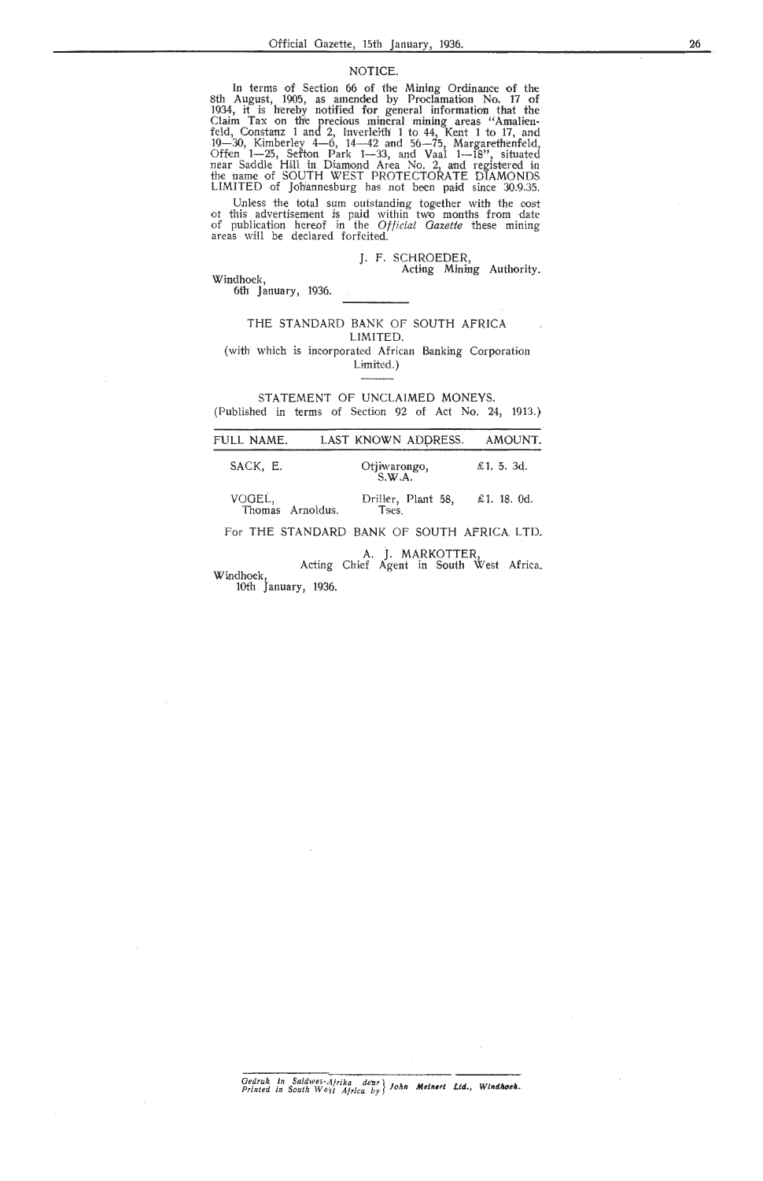## NOTICE.

In terms of Section 66 of the Mining Ordinance of the 8th August, 1905, as amended by Proclamation No. 17 of 1934, it is hereby notified for general information that the Claim Tax on the precious mineral mining areas "Amalienfeld, Constanz 1 and 2, Inverleith 1 to 44, Kent 1 to 17, and 19—30, Kimberley 4—6, 14—42 and 56—75, Margarethenfeld, Offen 1—25, Sefton Park 1—33, and Vaal 1—18", situated near Saddle Hill in Diamond Area No. 2, and registered in the name of SOUTH WEST PROTECTORATE DIAMONDS LIMITED of Johannesburg has not been paid since 30.9.35.

Unless the total sum outstanding together with the cost of this advertisement is paid within two months from date of publication hereof in the *Official Gazette* these mining areas will be declared forfeited.

J. F. SCHROEDER,
Acting Mining Authority.

Windhoek,
6th January, 1936.

---

THE STANDARD BANK OF SOUTH AFRICA LIMITED.
(with which is incorporated African Banking Corporation Limited.)

STATEMENT OF UNCLAIMED MONEYS.
(Published in terms of Section 92 of Act No. 24, 1913.)

| FULL NAME. | LAST KNOWN ADDRESS. | AMOUNT. |
|---|---|---|
| SACK, E. | Otjiwarongo, S.W.A. | £1. 5. 3d. |
| VOGEL, Thomas Arnoldus. | Driller, Plant 58, Tses. | £1. 18. 0d. |

For THE STANDARD BANK OF SOUTH AFRICA LTD.

A. J. MARKOTTER,
Acting Chief Agent in South West Africa.

Windhoek,
10th January, 1936.

*Gedruk in Suidwes-Afrika deur / Printed in South West Africa by* ***John Meinert Ltd., Windhoek.***